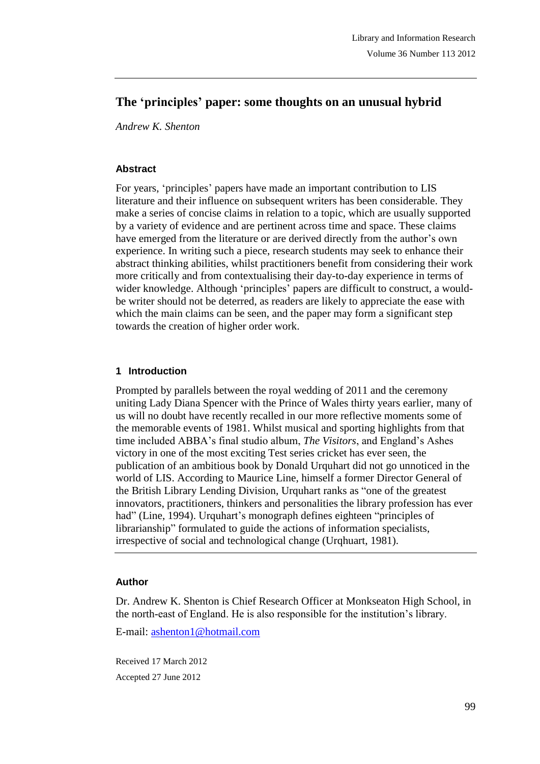# The 'principles' paper: some thoughts on an unusual hybrid

*Andrew K. Shenton*

### Abstract

For years, 'principles' papers have made an important contribution to LIS literature and their influence on subsequent writers has been considerable. They make a series of concise claims in relation to a topic, which are usually supported by a variety of evidence and are pertinent across time and space. These claims have emerged from the literature or are derived directly from the author's own experience. In writing such a piece, research students may seek to enhance their abstract thinking abilities, whilst practitioners benefit from considering their work more critically and from contextualising their day-to-day experience in terms of wider knowledge. Although 'principles' papers are difficult to construct, a would-be writer should not be deterred, as readers are likely to appreciate the ease with which the main claims can be seen, and the paper may form a significant step towards the creation of higher order work.

## 1 Introduction

Prompted by parallels between the royal wedding of 2011 and the ceremony uniting Lady Diana Spencer with the Prince of Wales thirty years earlier, many of us will no doubt have recently recalled in our more reflective moments some of the memorable events of 1981. Whilst musical and sporting highlights from that time included ABBA's final studio album, *The Visitors*, and England's Ashes victory in one of the most exciting Test series cricket has ever seen, the publication of an ambitious book by Donald Urquhart did not go unnoticed in the world of LIS. According to Maurice Line, himself a former Director General of the British Library Lending Division, Urquhart ranks as "one of the greatest innovators, practitioners, thinkers and personalities the library profession has ever had" (Line, 1994). Urquhart's monograph defines eighteen "principles of librarianship" formulated to guide the actions of information specialists, irrespective of social and technological change (Urqhuart, 1981).

### Author

Dr. Andrew K. Shenton is Chief Research Officer at Monkseaton High School, in the north-east of England. He is also responsible for the institution's library.

E-mail: ashenton1@hotmail.com

Received 17 March 2012

Accepted 27 June 2012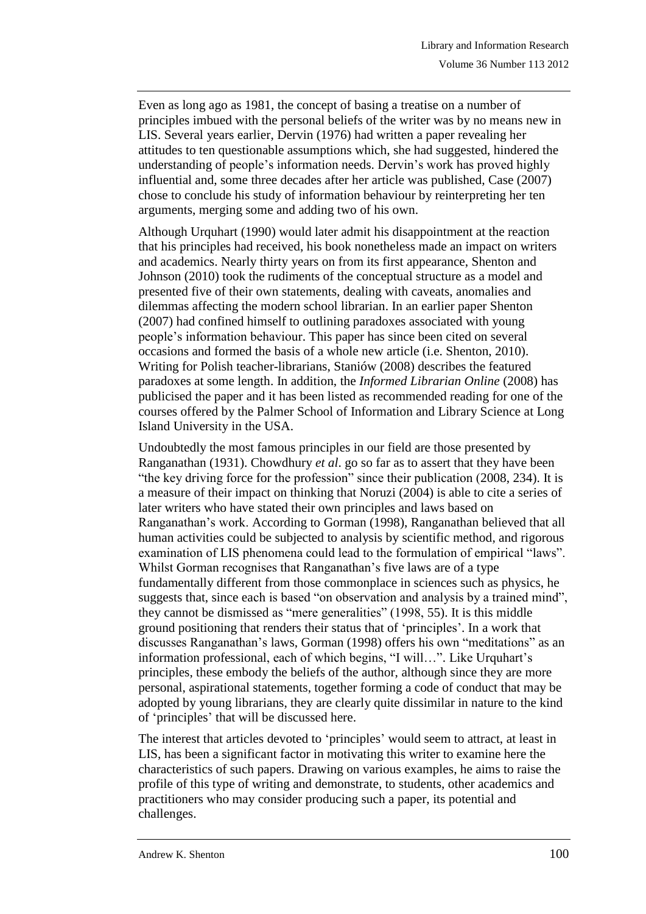Even as long ago as 1981, the concept of basing a treatise on a number of principles imbued with the personal beliefs of the writer was by no means new in LIS. Several years earlier, Dervin (1976) had written a paper revealing her attitudes to ten questionable assumptions which, she had suggested, hindered the understanding of people's information needs. Dervin's work has proved highly influential and, some three decades after her article was published, Case (2007) chose to conclude his study of information behaviour by reinterpreting her ten arguments, merging some and adding two of his own.

Although Urquhart (1990) would later admit his disappointment at the reaction that his principles had received, his book nonetheless made an impact on writers and academics. Nearly thirty years on from its first appearance, Shenton and Johnson (2010) took the rudiments of the conceptual structure as a model and presented five of their own statements, dealing with caveats, anomalies and dilemmas affecting the modern school librarian. In an earlier paper Shenton (2007) had confined himself to outlining paradoxes associated with young people's information behaviour. This paper has since been cited on several occasions and formed the basis of a whole new article (i.e. Shenton, 2010). Writing for Polish teacher-librarians, Staniów (2008) describes the featured paradoxes at some length. In addition, the *Informed Librarian Online* (2008) has publicised the paper and it has been listed as recommended reading for one of the courses offered by the Palmer School of Information and Library Science at Long Island University in the USA.

Undoubtedly the most famous principles in our field are those presented by Ranganathan (1931). Chowdhury *et al*. go so far as to assert that they have been "the key driving force for the profession" since their publication (2008, 234). It is a measure of their impact on thinking that Noruzi (2004) is able to cite a series of later writers who have stated their own principles and laws based on Ranganathan's work. According to Gorman (1998), Ranganathan believed that all human activities could be subjected to analysis by scientific method, and rigorous examination of LIS phenomena could lead to the formulation of empirical "laws". Whilst Gorman recognises that Ranganathan's five laws are of a type fundamentally different from those commonplace in sciences such as physics, he suggests that, since each is based "on observation and analysis by a trained mind", they cannot be dismissed as "mere generalities" (1998, 55). It is this middle ground positioning that renders their status that of 'principles'. In a work that discusses Ranganathan's laws, Gorman (1998) offers his own "meditations" as an information professional, each of which begins, "I will…". Like Urquhart's principles, these embody the beliefs of the author, although since they are more personal, aspirational statements, together forming a code of conduct that may be adopted by young librarians, they are clearly quite dissimilar in nature to the kind of 'principles' that will be discussed here.

The interest that articles devoted to 'principles' would seem to attract, at least in LIS, has been a significant factor in motivating this writer to examine here the characteristics of such papers. Drawing on various examples, he aims to raise the profile of this type of writing and demonstrate, to students, other academics and practitioners who may consider producing such a paper, its potential and challenges.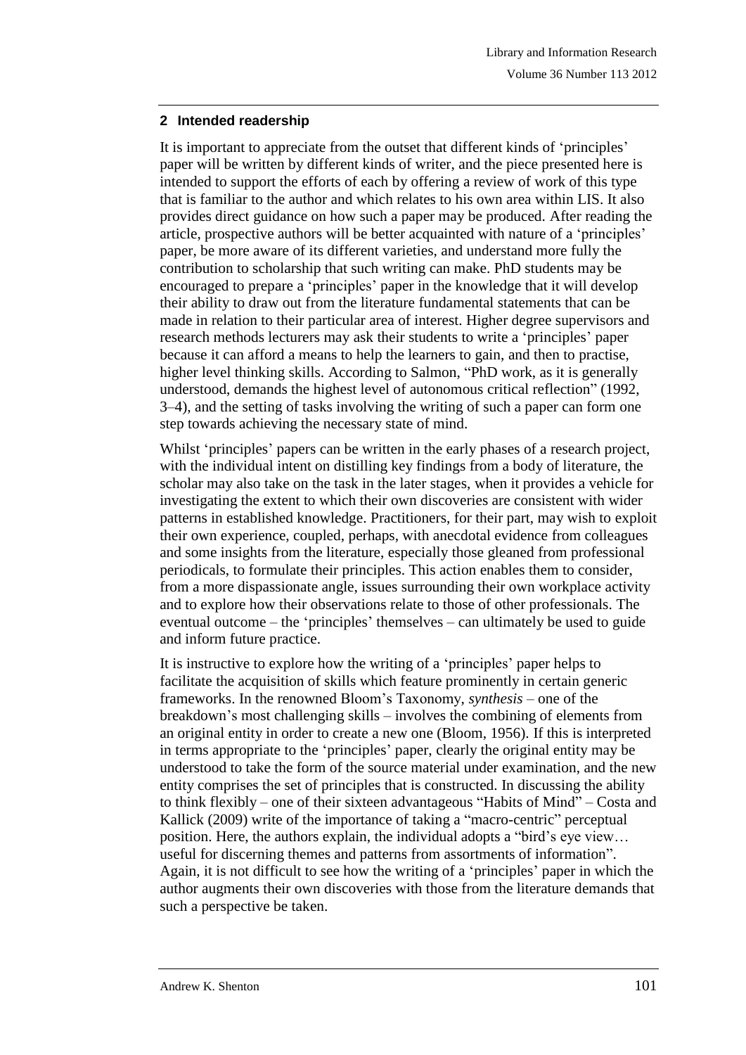## 2 Intended readership

It is important to appreciate from the outset that different kinds of 'principles' paper will be written by different kinds of writer, and the piece presented here is intended to support the efforts of each by offering a review of work of this type that is familiar to the author and which relates to his own area within LIS. It also provides direct guidance on how such a paper may be produced. After reading the article, prospective authors will be better acquainted with nature of a 'principles' paper, be more aware of its different varieties, and understand more fully the contribution to scholarship that such writing can make. PhD students may be encouraged to prepare a 'principles' paper in the knowledge that it will develop their ability to draw out from the literature fundamental statements that can be made in relation to their particular area of interest. Higher degree supervisors and research methods lecturers may ask their students to write a 'principles' paper because it can afford a means to help the learners to gain, and then to practise, higher level thinking skills. According to Salmon, "PhD work, as it is generally understood, demands the highest level of autonomous critical reflection" (1992, 3–4), and the setting of tasks involving the writing of such a paper can form one step towards achieving the necessary state of mind.

Whilst 'principles' papers can be written in the early phases of a research project, with the individual intent on distilling key findings from a body of literature, the scholar may also take on the task in the later stages, when it provides a vehicle for investigating the extent to which their own discoveries are consistent with wider patterns in established knowledge. Practitioners, for their part, may wish to exploit their own experience, coupled, perhaps, with anecdotal evidence from colleagues and some insights from the literature, especially those gleaned from professional periodicals, to formulate their principles. This action enables them to consider, from a more dispassionate angle, issues surrounding their own workplace activity and to explore how their observations relate to those of other professionals. The eventual outcome – the 'principles' themselves – can ultimately be used to guide and inform future practice.

It is instructive to explore how the writing of a 'principles' paper helps to facilitate the acquisition of skills which feature prominently in certain generic frameworks. In the renowned Bloom's Taxonomy, *synthesis* – one of the breakdown's most challenging skills – involves the combining of elements from an original entity in order to create a new one (Bloom, 1956). If this is interpreted in terms appropriate to the 'principles' paper, clearly the original entity may be understood to take the form of the source material under examination, and the new entity comprises the set of principles that is constructed. In discussing the ability to think flexibly – one of their sixteen advantageous "Habits of Mind" – Costa and Kallick (2009) write of the importance of taking a "macro-centric" perceptual position. Here, the authors explain, the individual adopts a "bird's eye view… useful for discerning themes and patterns from assortments of information". Again, it is not difficult to see how the writing of a 'principles' paper in which the author augments their own discoveries with those from the literature demands that such a perspective be taken.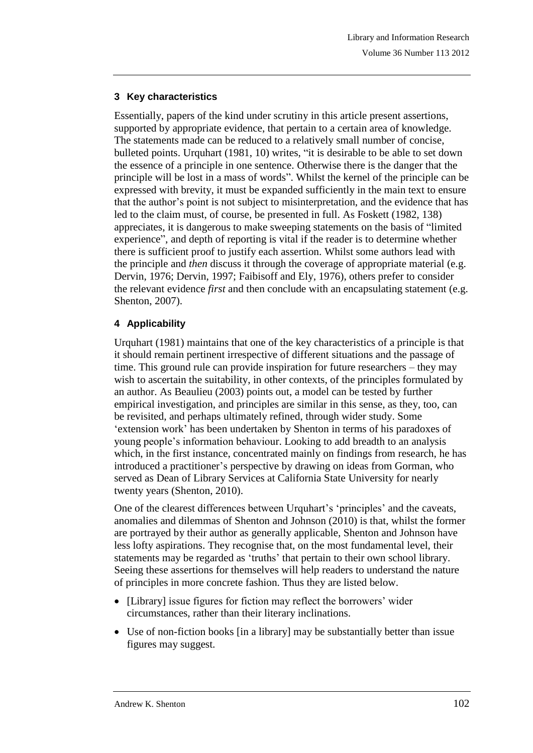## 3 Key characteristics

Essentially, papers of the kind under scrutiny in this article present assertions, supported by appropriate evidence, that pertain to a certain area of knowledge. The statements made can be reduced to a relatively small number of concise, bulleted points. Urquhart (1981, 10) writes, "it is desirable to be able to set down the essence of a principle in one sentence. Otherwise there is the danger that the principle will be lost in a mass of words". Whilst the kernel of the principle can be expressed with brevity, it must be expanded sufficiently in the main text to ensure that the author's point is not subject to misinterpretation, and the evidence that has led to the claim must, of course, be presented in full. As Foskett (1982, 138) appreciates, it is dangerous to make sweeping statements on the basis of "limited experience", and depth of reporting is vital if the reader is to determine whether there is sufficient proof to justify each assertion. Whilst some authors lead with the principle and *then* discuss it through the coverage of appropriate material (e.g. Dervin, 1976; Dervin, 1997; Faibisoff and Ely, 1976), others prefer to consider the relevant evidence *first* and then conclude with an encapsulating statement (e.g. Shenton, 2007).

## 4 Applicability

Urquhart (1981) maintains that one of the key characteristics of a principle is that it should remain pertinent irrespective of different situations and the passage of time. This ground rule can provide inspiration for future researchers – they may wish to ascertain the suitability, in other contexts, of the principles formulated by an author. As Beaulieu (2003) points out, a model can be tested by further empirical investigation, and principles are similar in this sense, as they, too, can be revisited, and perhaps ultimately refined, through wider study. Some 'extension work' has been undertaken by Shenton in terms of his paradoxes of young people's information behaviour. Looking to add breadth to an analysis which, in the first instance, concentrated mainly on findings from research, he has introduced a practitioner's perspective by drawing on ideas from Gorman, who served as Dean of Library Services at California State University for nearly twenty years (Shenton, 2010).

One of the clearest differences between Urquhart's 'principles' and the caveats, anomalies and dilemmas of Shenton and Johnson (2010) is that, whilst the former are portrayed by their author as generally applicable, Shenton and Johnson have less lofty aspirations. They recognise that, on the most fundamental level, their statements may be regarded as 'truths' that pertain to their own school library. Seeing these assertions for themselves will help readers to understand the nature of principles in more concrete fashion. Thus they are listed below.

- [Library] issue figures for fiction may reflect the borrowers' wider circumstances, rather than their literary inclinations.
- Use of non-fiction books [in a library] may be substantially better than issue figures may suggest.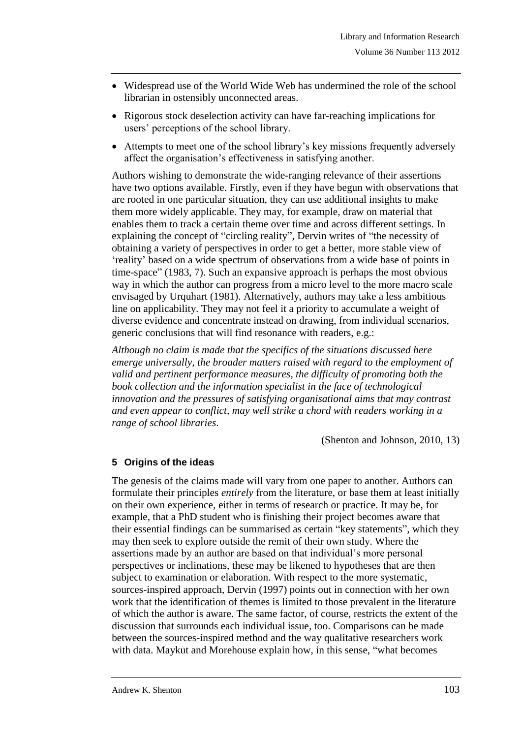- Widespread use of the World Wide Web has undermined the role of the school librarian in ostensibly unconnected areas.
- Rigorous stock deselection activity can have far-reaching implications for users' perceptions of the school library.
- Attempts to meet one of the school library's key missions frequently adversely affect the organisation's effectiveness in satisfying another.

Authors wishing to demonstrate the wide-ranging relevance of their assertions have two options available. Firstly, even if they have begun with observations that are rooted in one particular situation, they can use additional insights to make them more widely applicable. They may, for example, draw on material that enables them to track a certain theme over time and across different settings. In explaining the concept of "circling reality", Dervin writes of "the necessity of obtaining a variety of perspectives in order to get a better, more stable view of 'reality' based on a wide spectrum of observations from a wide base of points in time-space" (1983, 7). Such an expansive approach is perhaps the most obvious way in which the author can progress from a micro level to the more macro scale envisaged by Urquhart (1981). Alternatively, authors may take a less ambitious line on applicability. They may not feel it a priority to accumulate a weight of diverse evidence and concentrate instead on drawing, from individual scenarios, generic conclusions that will find resonance with readers, e.g.:

*Although no claim is made that the specifics of the situations discussed here emerge universally, the broader matters raised with regard to the employment of valid and pertinent performance measures, the difficulty of promoting both the book collection and the information specialist in the face of technological innovation and the pressures of satisfying organisational aims that may contrast and even appear to conflict, may well strike a chord with readers working in a range of school libraries.*

(Shenton and Johnson, 2010, 13)

## 5 Origins of the ideas

The genesis of the claims made will vary from one paper to another. Authors can formulate their principles *entirely* from the literature, or base them at least initially on their own experience, either in terms of research or practice. It may be, for example, that a PhD student who is finishing their project becomes aware that their essential findings can be summarised as certain "key statements", which they may then seek to explore outside the remit of their own study. Where the assertions made by an author are based on that individual's more personal perspectives or inclinations, these may be likened to hypotheses that are then subject to examination or elaboration. With respect to the more systematic, sources-inspired approach, Dervin (1997) points out in connection with her own work that the identification of themes is limited to those prevalent in the literature of which the author is aware. The same factor, of course, restricts the extent of the discussion that surrounds each individual issue, too. Comparisons can be made between the sources-inspired method and the way qualitative researchers work with data. Maykut and Morehouse explain how, in this sense, "what becomes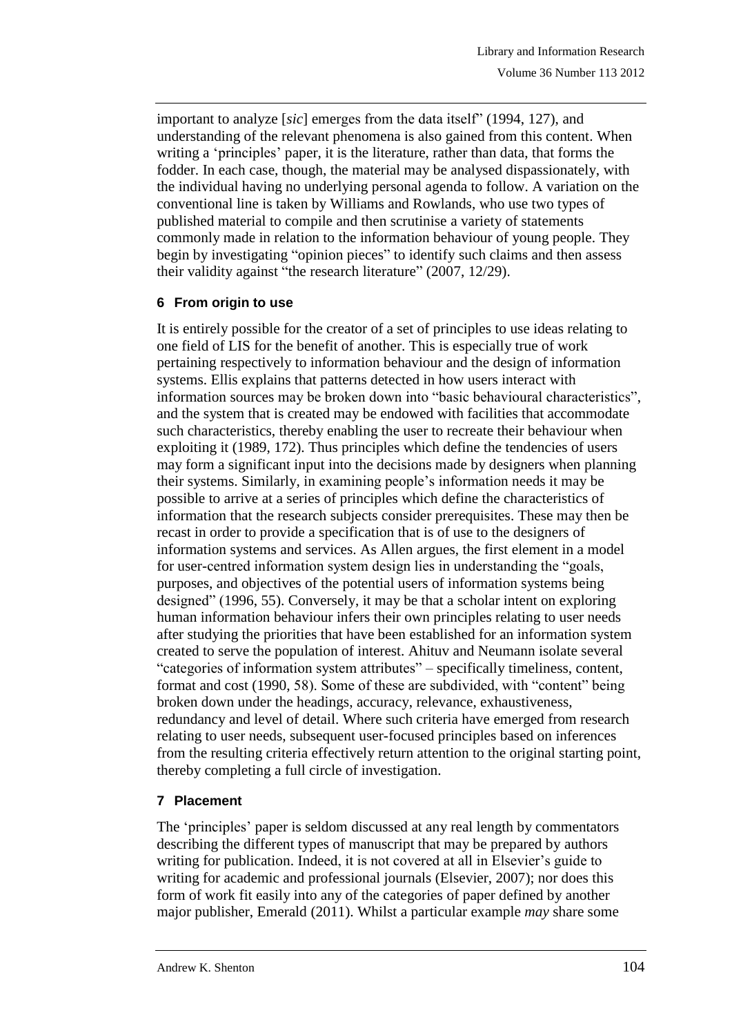important to analyze [*sic*] emerges from the data itself" (1994, 127), and understanding of the relevant phenomena is also gained from this content. When writing a 'principles' paper, it is the literature, rather than data, that forms the fodder. In each case, though, the material may be analysed dispassionately, with the individual having no underlying personal agenda to follow. A variation on the conventional line is taken by Williams and Rowlands, who use two types of published material to compile and then scrutinise a variety of statements commonly made in relation to the information behaviour of young people. They begin by investigating "opinion pieces" to identify such claims and then assess their validity against "the research literature" (2007, 12/29).

## 6 From origin to use

It is entirely possible for the creator of a set of principles to use ideas relating to one field of LIS for the benefit of another. This is especially true of work pertaining respectively to information behaviour and the design of information systems. Ellis explains that patterns detected in how users interact with information sources may be broken down into "basic behavioural characteristics", and the system that is created may be endowed with facilities that accommodate such characteristics, thereby enabling the user to recreate their behaviour when exploiting it (1989, 172). Thus principles which define the tendencies of users may form a significant input into the decisions made by designers when planning their systems. Similarly, in examining people's information needs it may be possible to arrive at a series of principles which define the characteristics of information that the research subjects consider prerequisites. These may then be recast in order to provide a specification that is of use to the designers of information systems and services. As Allen argues, the first element in a model for user-centred information system design lies in understanding the "goals, purposes, and objectives of the potential users of information systems being designed" (1996, 55). Conversely, it may be that a scholar intent on exploring human information behaviour infers their own principles relating to user needs after studying the priorities that have been established for an information system created to serve the population of interest. Ahituv and Neumann isolate several "categories of information system attributes" – specifically timeliness, content, format and cost (1990, 58). Some of these are subdivided, with "content" being broken down under the headings, accuracy, relevance, exhaustiveness, redundancy and level of detail. Where such criteria have emerged from research relating to user needs, subsequent user-focused principles based on inferences from the resulting criteria effectively return attention to the original starting point, thereby completing a full circle of investigation.

## 7 Placement

The 'principles' paper is seldom discussed at any real length by commentators describing the different types of manuscript that may be prepared by authors writing for publication. Indeed, it is not covered at all in Elsevier's guide to writing for academic and professional journals (Elsevier, 2007); nor does this form of work fit easily into any of the categories of paper defined by another major publisher, Emerald (2011). Whilst a particular example *may* share some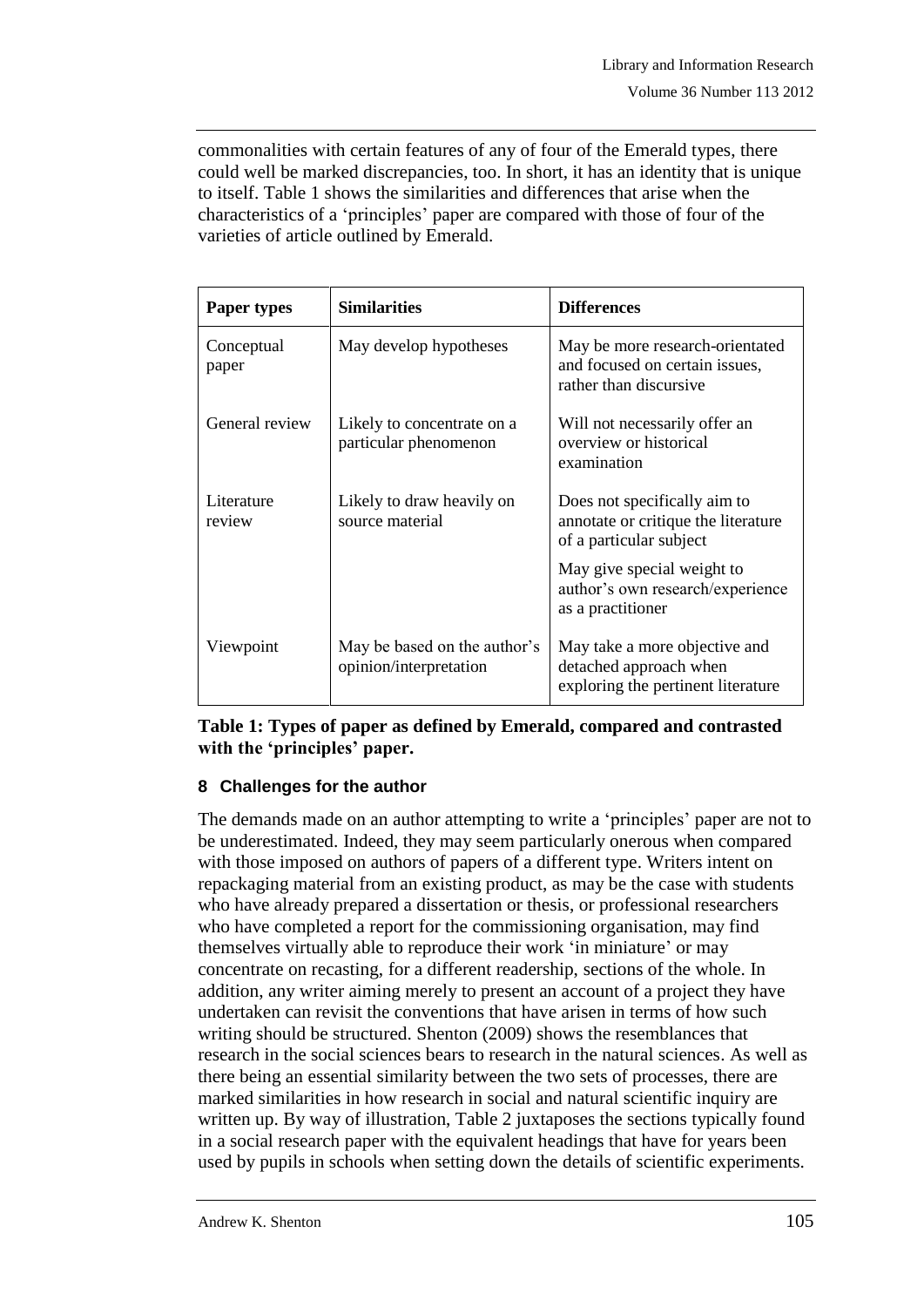commonalities with certain features of any of four of the Emerald types, there could well be marked discrepancies, too. In short, it has an identity that is unique to itself. Table 1 shows the similarities and differences that arise when the characteristics of a 'principles' paper are compared with those of four of the varieties of article outlined by Emerald.

| **Paper types** | **Similarities** | **Differences** |
|---|---|---|
| Conceptual paper | May develop hypotheses | May be more research-orientated and focused on certain issues, rather than discursive |
| General review | Likely to concentrate on a particular phenomenon | Will not necessarily offer an overview or historical examination |
| Literature review | Likely to draw heavily on source material | Does not specifically aim to annotate or critique the literature of a particular subject<br><br>May give special weight to author's own research/experience as a practitioner |
| Viewpoint | May be based on the author's opinion/interpretation | May take a more objective and detached approach when exploring the pertinent literature |

**Table 1: Types of paper as defined by Emerald, compared and contrasted with the 'principles' paper.**

### 8 Challenges for the author

The demands made on an author attempting to write a 'principles' paper are not to be underestimated. Indeed, they may seem particularly onerous when compared with those imposed on authors of papers of a different type. Writers intent on repackaging material from an existing product, as may be the case with students who have already prepared a dissertation or thesis, or professional researchers who have completed a report for the commissioning organisation, may find themselves virtually able to reproduce their work 'in miniature' or may concentrate on recasting, for a different readership, sections of the whole. In addition, any writer aiming merely to present an account of a project they have undertaken can revisit the conventions that have arisen in terms of how such writing should be structured. Shenton (2009) shows the resemblances that research in the social sciences bears to research in the natural sciences. As well as there being an essential similarity between the two sets of processes, there are marked similarities in how research in social and natural scientific inquiry are written up. By way of illustration, Table 2 juxtaposes the sections typically found in a social research paper with the equivalent headings that have for years been used by pupils in schools when setting down the details of scientific experiments.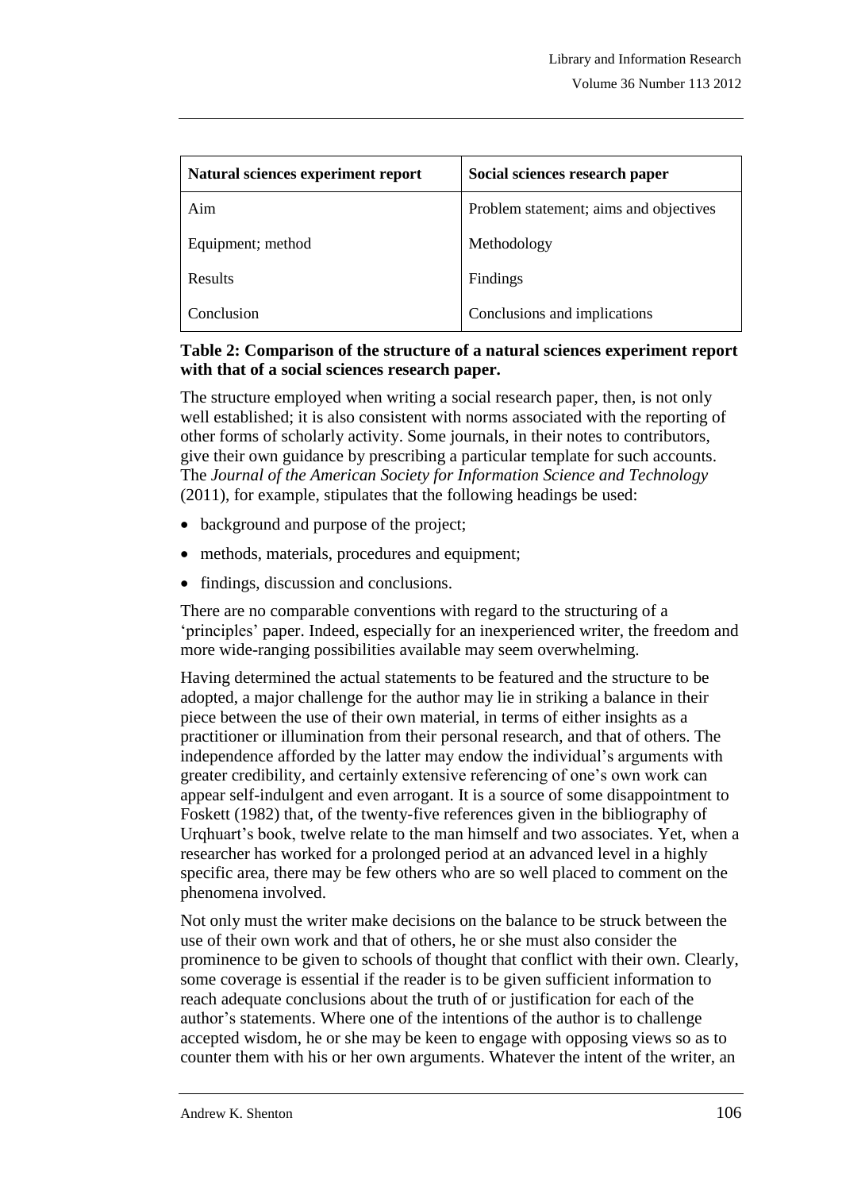| Natural sciences experiment report | Social sciences research paper |
| --- | --- |
| Aim | Problem statement; aims and objectives |
| Equipment; method | Methodology |
| Results | Findings |
| Conclusion | Conclusions and implications |

**Table 2: Comparison of the structure of a natural sciences experiment report with that of a social sciences research paper.**

The structure employed when writing a social research paper, then, is not only well established; it is also consistent with norms associated with the reporting of other forms of scholarly activity. Some journals, in their notes to contributors, give their own guidance by prescribing a particular template for such accounts. The *Journal of the American Society for Information Science and Technology* (2011), for example, stipulates that the following headings be used:

- background and purpose of the project;
- methods, materials, procedures and equipment;
- findings, discussion and conclusions.

There are no comparable conventions with regard to the structuring of a 'principles' paper. Indeed, especially for an inexperienced writer, the freedom and more wide-ranging possibilities available may seem overwhelming.

Having determined the actual statements to be featured and the structure to be adopted, a major challenge for the author may lie in striking a balance in their piece between the use of their own material, in terms of either insights as a practitioner or illumination from their personal research, and that of others. The independence afforded by the latter may endow the individual's arguments with greater credibility, and certainly extensive referencing of one's own work can appear self-indulgent and even arrogant. It is a source of some disappointment to Foskett (1982) that, of the twenty-five references given in the bibliography of Urqhuart's book, twelve relate to the man himself and two associates. Yet, when a researcher has worked for a prolonged period at an advanced level in a highly specific area, there may be few others who are so well placed to comment on the phenomena involved.

Not only must the writer make decisions on the balance to be struck between the use of their own work and that of others, he or she must also consider the prominence to be given to schools of thought that conflict with their own. Clearly, some coverage is essential if the reader is to be given sufficient information to reach adequate conclusions about the truth of or justification for each of the author's statements. Where one of the intentions of the author is to challenge accepted wisdom, he or she may be keen to engage with opposing views so as to counter them with his or her own arguments. Whatever the intent of the writer, an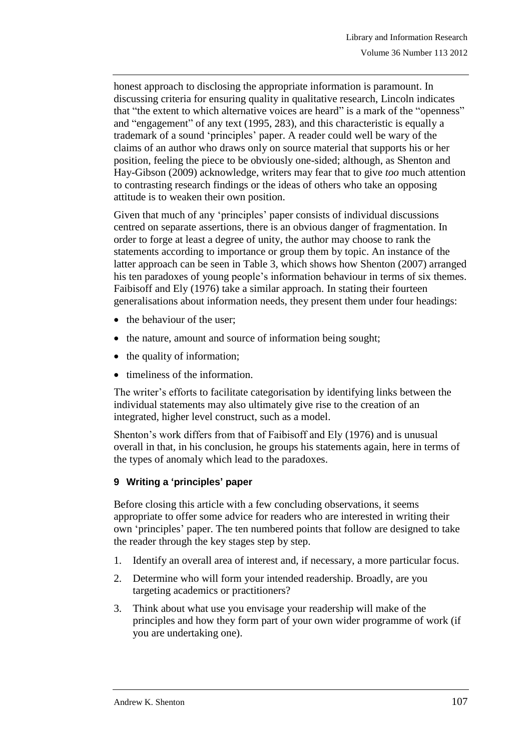honest approach to disclosing the appropriate information is paramount. In discussing criteria for ensuring quality in qualitative research, Lincoln indicates that "the extent to which alternative voices are heard" is a mark of the "openness" and "engagement" of any text (1995, 283), and this characteristic is equally a trademark of a sound 'principles' paper. A reader could well be wary of the claims of an author who draws only on source material that supports his or her position, feeling the piece to be obviously one-sided; although, as Shenton and Hay-Gibson (2009) acknowledge, writers may fear that to give *too* much attention to contrasting research findings or the ideas of others who take an opposing attitude is to weaken their own position.

Given that much of any 'principles' paper consists of individual discussions centred on separate assertions, there is an obvious danger of fragmentation. In order to forge at least a degree of unity, the author may choose to rank the statements according to importance or group them by topic. An instance of the latter approach can be seen in Table 3, which shows how Shenton (2007) arranged his ten paradoxes of young people's information behaviour in terms of six themes. Faibisoff and Ely (1976) take a similar approach. In stating their fourteen generalisations about information needs, they present them under four headings:

- the behaviour of the user;
- the nature, amount and source of information being sought;
- the quality of information;
- timeliness of the information.

The writer's efforts to facilitate categorisation by identifying links between the individual statements may also ultimately give rise to the creation of an integrated, higher level construct, such as a model.

Shenton's work differs from that of Faibisoff and Ely (1976) and is unusual overall in that, in his conclusion, he groups his statements again, here in terms of the types of anomaly which lead to the paradoxes.

### 9 Writing a 'principles' paper

Before closing this article with a few concluding observations, it seems appropriate to offer some advice for readers who are interested in writing their own 'principles' paper. The ten numbered points that follow are designed to take the reader through the key stages step by step.

1. Identify an overall area of interest and, if necessary, a more particular focus.
2. Determine who will form your intended readership. Broadly, are you targeting academics or practitioners?
3. Think about what use you envisage your readership will make of the principles and how they form part of your own wider programme of work (if you are undertaking one).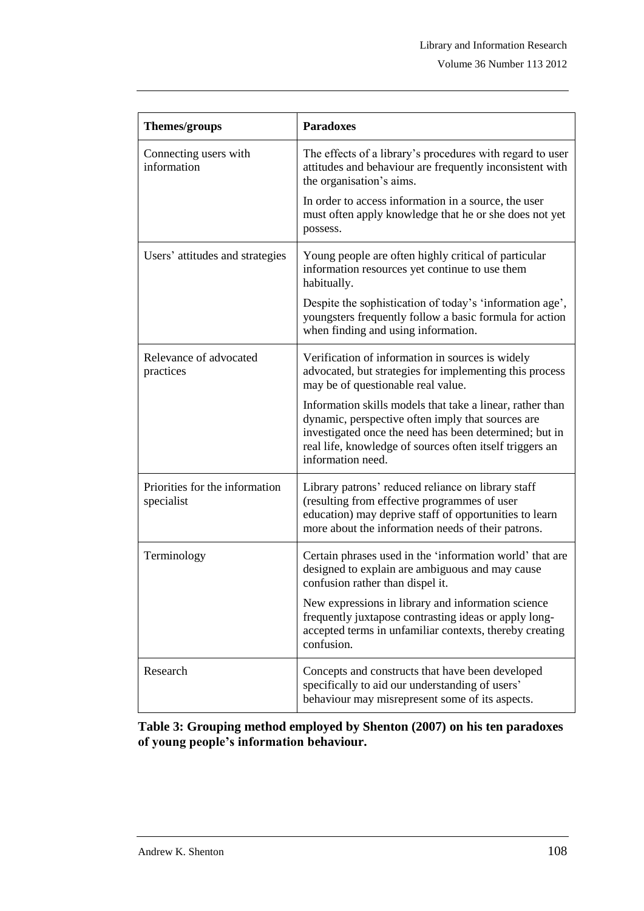| Themes/groups | Paradoxes |
|---|---|
| Connecting users with information | The effects of a library's procedures with regard to user attitudes and behaviour are frequently inconsistent with the organisation's aims. |
| | In order to access information in a source, the user must often apply knowledge that he or she does not yet possess. |
| Users' attitudes and strategies | Young people are often highly critical of particular information resources yet continue to use them habitually. |
| | Despite the sophistication of today's 'information age', youngsters frequently follow a basic formula for action when finding and using information. |
| Relevance of advocated practices | Verification of information in sources is widely advocated, but strategies for implementing this process may be of questionable real value. |
| | Information skills models that take a linear, rather than dynamic, perspective often imply that sources are investigated once the need has been determined; but in real life, knowledge of sources often itself triggers an information need. |
| Priorities for the information specialist | Library patrons' reduced reliance on library staff (resulting from effective programmes of user education) may deprive staff of opportunities to learn more about the information needs of their patrons. |
| Terminology | Certain phrases used in the 'information world' that are designed to explain are ambiguous and may cause confusion rather than dispel it. |
| | New expressions in library and information science frequently juxtapose contrasting ideas or apply long-accepted terms in unfamiliar contexts, thereby creating confusion. |
| Research | Concepts and constructs that have been developed specifically to aid our understanding of users' behaviour may misrepresent some of its aspects. |

**Table 3: Grouping method employed by Shenton (2007) on his ten paradoxes of young people's information behaviour.**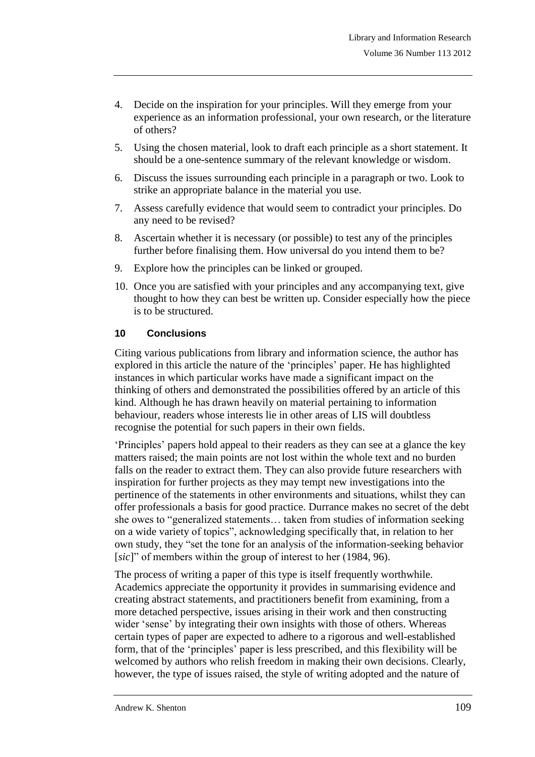4. Decide on the inspiration for your principles. Will they emerge from your experience as an information professional, your own research, or the literature of others?
5. Using the chosen material, look to draft each principle as a short statement. It should be a one-sentence summary of the relevant knowledge or wisdom.
6. Discuss the issues surrounding each principle in a paragraph or two. Look to strike an appropriate balance in the material you use.
7. Assess carefully evidence that would seem to contradict your principles. Do any need to be revised?
8. Ascertain whether it is necessary (or possible) to test any of the principles further before finalising them. How universal do you intend them to be?
9. Explore how the principles can be linked or grouped.
10. Once you are satisfied with your principles and any accompanying text, give thought to how they can best be written up. Consider especially how the piece is to be structured.

## 10 Conclusions

Citing various publications from library and information science, the author has explored in this article the nature of the 'principles' paper. He has highlighted instances in which particular works have made a significant impact on the thinking of others and demonstrated the possibilities offered by an article of this kind. Although he has drawn heavily on material pertaining to information behaviour, readers whose interests lie in other areas of LIS will doubtless recognise the potential for such papers in their own fields.

'Principles' papers hold appeal to their readers as they can see at a glance the key matters raised; the main points are not lost within the whole text and no burden falls on the reader to extract them. They can also provide future researchers with inspiration for further projects as they may tempt new investigations into the pertinence of the statements in other environments and situations, whilst they can offer professionals a basis for good practice. Durrance makes no secret of the debt she owes to "generalized statements… taken from studies of information seeking on a wide variety of topics", acknowledging specifically that, in relation to her own study, they "set the tone for an analysis of the information-seeking behavior [*sic*]" of members within the group of interest to her (1984, 96).

The process of writing a paper of this type is itself frequently worthwhile. Academics appreciate the opportunity it provides in summarising evidence and creating abstract statements, and practitioners benefit from examining, from a more detached perspective, issues arising in their work and then constructing wider 'sense' by integrating their own insights with those of others. Whereas certain types of paper are expected to adhere to a rigorous and well-established form, that of the 'principles' paper is less prescribed, and this flexibility will be welcomed by authors who relish freedom in making their own decisions. Clearly, however, the type of issues raised, the style of writing adopted and the nature of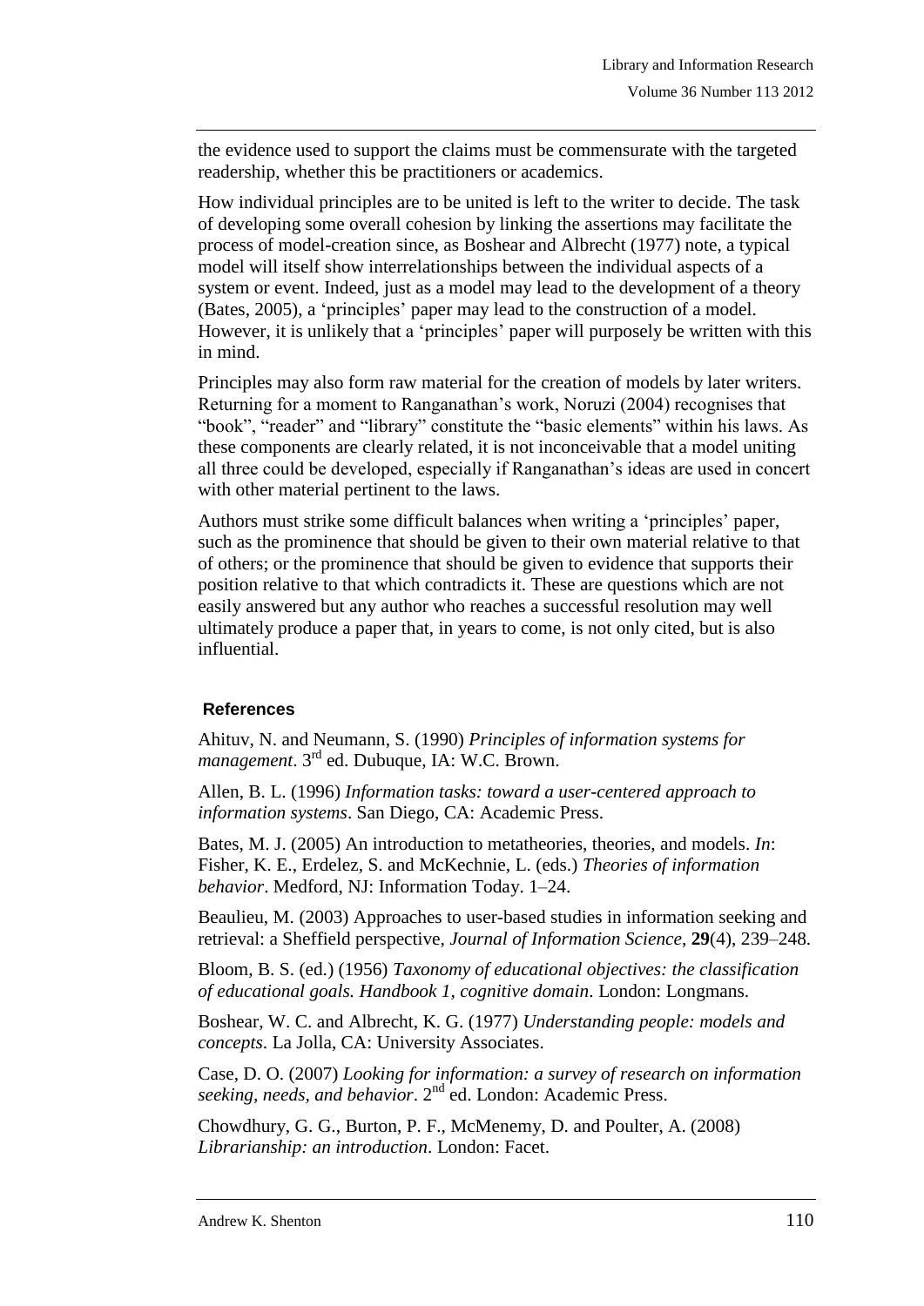the evidence used to support the claims must be commensurate with the targeted readership, whether this be practitioners or academics.

How individual principles are to be united is left to the writer to decide. The task of developing some overall cohesion by linking the assertions may facilitate the process of model-creation since, as Boshear and Albrecht (1977) note, a typical model will itself show interrelationships between the individual aspects of a system or event. Indeed, just as a model may lead to the development of a theory (Bates, 2005), a 'principles' paper may lead to the construction of a model. However, it is unlikely that a 'principles' paper will purposely be written with this in mind.

Principles may also form raw material for the creation of models by later writers. Returning for a moment to Ranganathan's work, Noruzi (2004) recognises that "book", "reader" and "library" constitute the "basic elements" within his laws. As these components are clearly related, it is not inconceivable that a model uniting all three could be developed, especially if Ranganathan's ideas are used in concert with other material pertinent to the laws.

Authors must strike some difficult balances when writing a 'principles' paper, such as the prominence that should be given to their own material relative to that of others; or the prominence that should be given to evidence that supports their position relative to that which contradicts it. These are questions which are not easily answered but any author who reaches a successful resolution may well ultimately produce a paper that, in years to come, is not only cited, but is also influential.

## References

Ahituv, N. and Neumann, S. (1990) *Principles of information systems for management*. 3rd ed. Dubuque, IA: W.C. Brown.

Allen, B. L. (1996) *Information tasks: toward a user-centered approach to information systems*. San Diego, CA: Academic Press.

Bates, M. J. (2005) An introduction to metatheories, theories, and models. *In*: Fisher, K. E., Erdelez, S. and McKechnie, L. (eds.) *Theories of information behavior*. Medford, NJ: Information Today. 1–24.

Beaulieu, M. (2003) Approaches to user-based studies in information seeking and retrieval: a Sheffield perspective, *Journal of Information Science*, **29**(4), 239–248.

Bloom, B. S. (ed.) (1956) *Taxonomy of educational objectives: the classification of educational goals. Handbook 1, cognitive domain*. London: Longmans.

Boshear, W. C. and Albrecht, K. G. (1977) *Understanding people: models and concepts*. La Jolla, CA: University Associates.

Case, D. O. (2007) *Looking for information: a survey of research on information seeking, needs, and behavior*. 2nd ed. London: Academic Press.

Chowdhury, G. G., Burton, P. F., McMenemy, D. and Poulter, A. (2008) *Librarianship: an introduction*. London: Facet.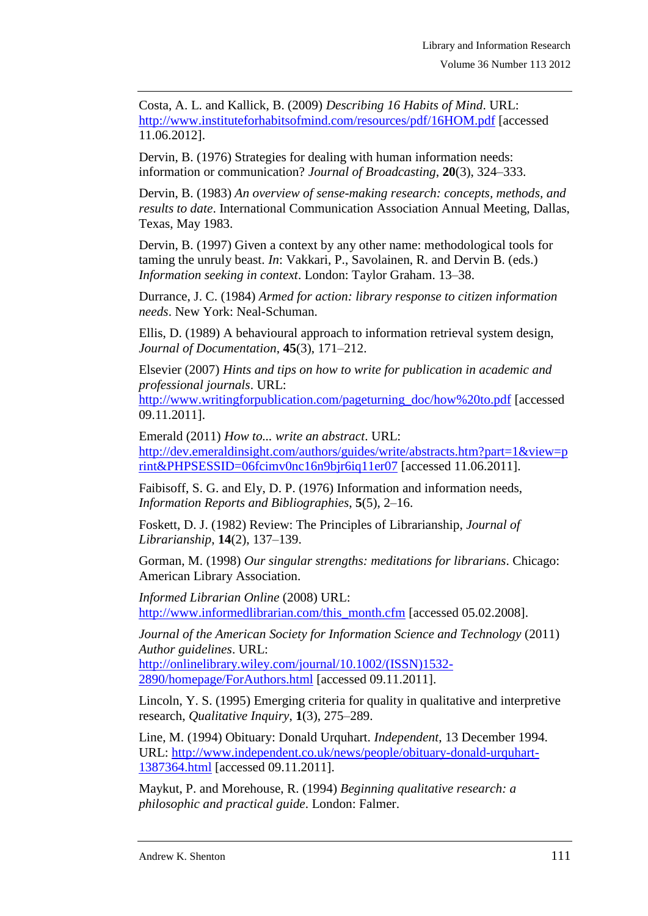Costa, A. L. and Kallick, B. (2009) *Describing 16 Habits of Mind*. URL: http://www.instituteforhabitsofmind.com/resources/pdf/16HOM.pdf [accessed 11.06.2012].

Dervin, B. (1976) Strategies for dealing with human information needs: information or communication? *Journal of Broadcasting*, **20**(3), 324–333.

Dervin, B. (1983) *An overview of sense-making research: concepts, methods, and results to date*. International Communication Association Annual Meeting, Dallas, Texas, May 1983.

Dervin, B. (1997) Given a context by any other name: methodological tools for taming the unruly beast. *In*: Vakkari, P., Savolainen, R. and Dervin B. (eds.) *Information seeking in context*. London: Taylor Graham. 13–38.

Durrance, J. C. (1984) *Armed for action: library response to citizen information needs*. New York: Neal-Schuman.

Ellis, D. (1989) A behavioural approach to information retrieval system design, *Journal of Documentation*, **45**(3), 171–212.

Elsevier (2007) *Hints and tips on how to write for publication in academic and professional journals*. URL: http://www.writingforpublication.com/pageturning_doc/how%20to.pdf [accessed 09.11.2011].

Emerald (2011) *How to... write an abstract*. URL: http://dev.emeraldinsight.com/authors/guides/write/abstracts.htm?part=1&view=print&PHPSESSID=06fcimv0nc16n9bjr6iq11er07 [accessed 11.06.2011].

Faibisoff, S. G. and Ely, D. P. (1976) Information and information needs, *Information Reports and Bibliographies*, **5**(5), 2–16.

Foskett, D. J. (1982) Review: The Principles of Librarianship, *Journal of Librarianship*, **14**(2), 137–139.

Gorman, M. (1998) *Our singular strengths: meditations for librarians*. Chicago: American Library Association.

*Informed Librarian Online* (2008) URL: http://www.informedlibrarian.com/this_month.cfm [accessed 05.02.2008].

*Journal of the American Society for Information Science and Technology* (2011) *Author guidelines*. URL: http://onlinelibrary.wiley.com/journal/10.1002/(ISSN)1532-2890/homepage/ForAuthors.html [accessed 09.11.2011].

Lincoln, Y. S. (1995) Emerging criteria for quality in qualitative and interpretive research, *Qualitative Inquiry*, **1**(3), 275–289.

Line, M. (1994) Obituary: Donald Urquhart. *Independent*, 13 December 1994. URL: http://www.independent.co.uk/news/people/obituary-donald-urquhart-1387364.html [accessed 09.11.2011].

Maykut, P. and Morehouse, R. (1994) *Beginning qualitative research: a philosophic and practical guide*. London: Falmer.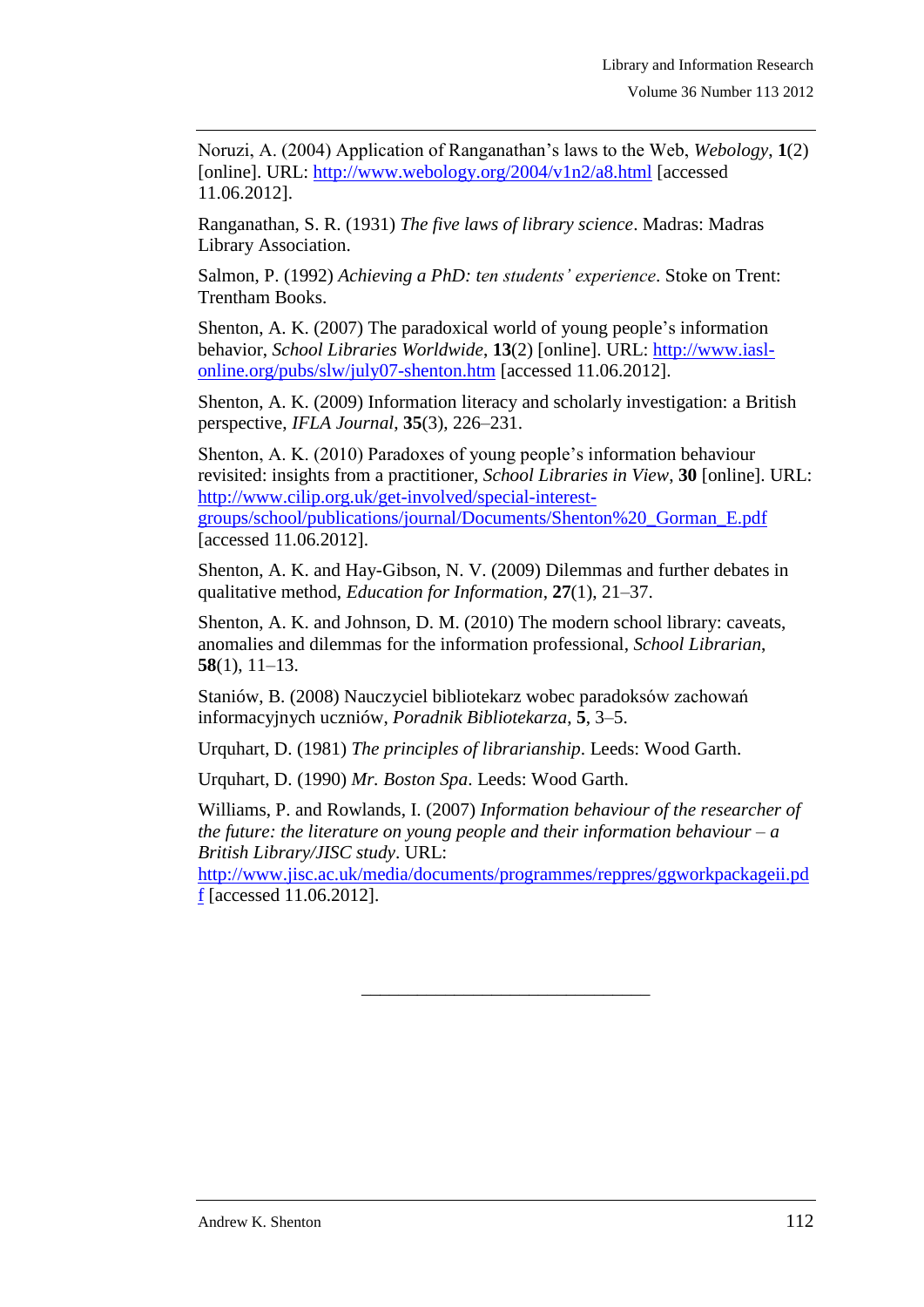Noruzi, A. (2004) Application of Ranganathan's laws to the Web, *Webology*, **1**(2) [online]. URL: http://www.webology.org/2004/v1n2/a8.html [accessed 11.06.2012].

Ranganathan, S. R. (1931) *The five laws of library science*. Madras: Madras Library Association.

Salmon, P. (1992) *Achieving a PhD: ten students' experience*. Stoke on Trent: Trentham Books.

Shenton, A. K. (2007) The paradoxical world of young people's information behavior, *School Libraries Worldwide*, **13**(2) [online]. URL: http://www.iasl-online.org/pubs/slw/july07-shenton.htm [accessed 11.06.2012].

Shenton, A. K. (2009) Information literacy and scholarly investigation: a British perspective, *IFLA Journal*, **35**(3), 226–231.

Shenton, A. K. (2010) Paradoxes of young people's information behaviour revisited: insights from a practitioner, *School Libraries in View*, **30** [online]. URL: http://www.cilip.org.uk/get-involved/special-interest-groups/school/publications/journal/Documents/Shenton%20_Gorman_E.pdf [accessed 11.06.2012].

Shenton, A. K. and Hay-Gibson, N. V. (2009) Dilemmas and further debates in qualitative method, *Education for Information*, **27**(1), 21–37.

Shenton, A. K. and Johnson, D. M. (2010) The modern school library: caveats, anomalies and dilemmas for the information professional, *School Librarian*, **58**(1), 11–13.

Staniów, B. (2008) Nauczyciel bibliotekarz wobec paradoksów zachowań informacyjnych uczniów, *Poradnik Bibliotekarza*, **5**, 3–5.

Urquhart, D. (1981) *The principles of librarianship*. Leeds: Wood Garth.

Urquhart, D. (1990) *Mr. Boston Spa*. Leeds: Wood Garth.

Williams, P. and Rowlands, I. (2007) *Information behaviour of the researcher of the future: the literature on young people and their information behaviour – a British Library/JISC study*. URL: http://www.jisc.ac.uk/media/documents/programmes/reppres/ggworkpackageii.pdf [accessed 11.06.2012].

---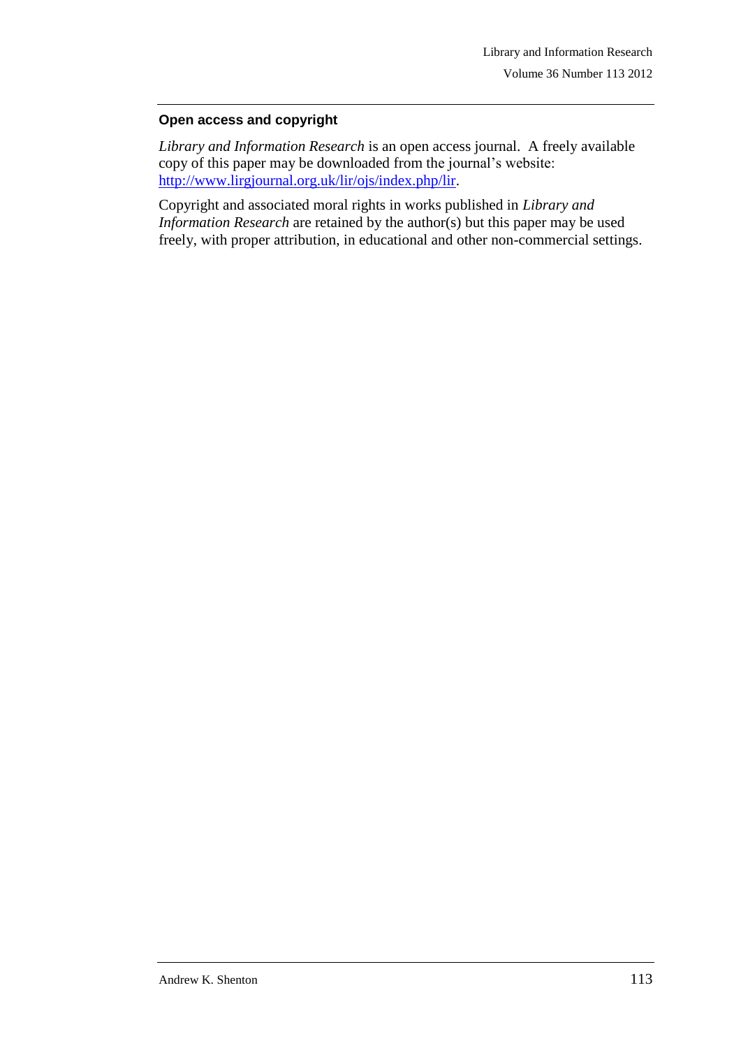**Open access and copyright**

*Library and Information Research* is an open access journal. A freely available copy of this paper may be downloaded from the journal's website: http://www.lirgjournal.org.uk/lir/ojs/index.php/lir.

Copyright and associated moral rights in works published in *Library and Information Research* are retained by the author(s) but this paper may be used freely, with proper attribution, in educational and other non-commercial settings.